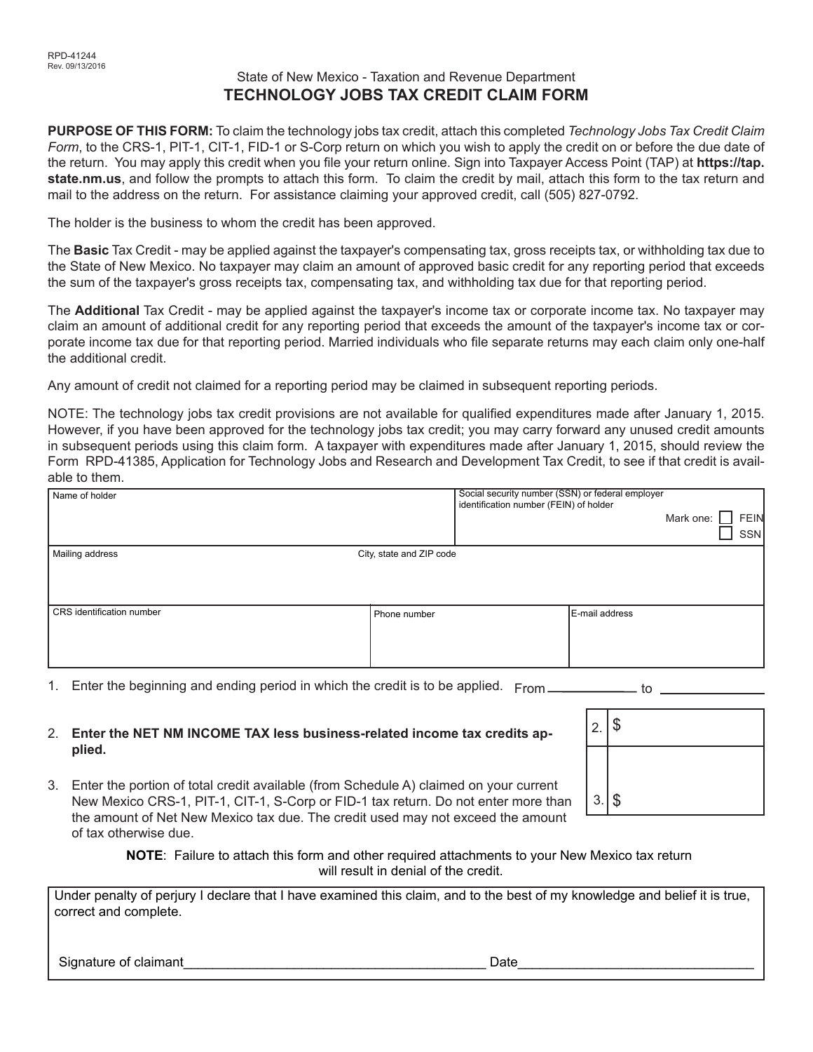RPD-41244
Rev. 09/13/2016

State of New Mexico - Taxation and Revenue Department

# TECHNOLOGY JOBS TAX CREDIT CLAIM FORM

**PURPOSE OF THIS FORM:** To claim the technology jobs tax credit, attach this completed *Technology Jobs Tax Credit Claim Form*, to the CRS-1, PIT-1, CIT-1, FID-1 or S-Corp return on which you wish to apply the credit on or before the due date of the return. You may apply this credit when you file your return online. Sign into Taxpayer Access Point (TAP) at **https://tap.state.nm.us**, and follow the prompts to attach this form. To claim the credit by mail, attach this form to the tax return and mail to the address on the return. For assistance claiming your approved credit, call (505) 827-0792.

The holder is the business to whom the credit has been approved.

The **Basic** Tax Credit - may be applied against the taxpayer's compensating tax, gross receipts tax, or withholding tax due to the State of New Mexico. No taxpayer may claim an amount of approved basic credit for any reporting period that exceeds the sum of the taxpayer's gross receipts tax, compensating tax, and withholding tax due for that reporting period.

The **Additional** Tax Credit - may be applied against the taxpayer's income tax or corporate income tax. No taxpayer may claim an amount of additional credit for any reporting period that exceeds the amount of the taxpayer's income tax or corporate income tax due for that reporting period. Married individuals who file separate returns may each claim only one-half the additional credit.

Any amount of credit not claimed for a reporting period may be claimed in subsequent reporting periods.

NOTE: The technology jobs tax credit provisions are not available for qualified expenditures made after January 1, 2015. However, if you have been approved for the technology jobs tax credit; you may carry forward any unused credit amounts in subsequent periods using this claim form. A taxpayer with expenditures made after January 1, 2015, should review the Form RPD-41385, Application for Technology Jobs and Research and Development Tax Credit, to see if that credit is available to them.

| Name of holder | | Social security number (SSN) or federal employer identification number (FEIN) of holder<br>Mark one: ☐ FEIN ☐ SSN |
|---|---|---|
| Mailing address | City, state and ZIP code | |
| CRS identification number | Phone number | E-mail address |

1. Enter the beginning and ending period in which the credit is to be applied. From ____________ to ____________

2. **Enter the NET NM INCOME TAX less business-related income tax credits applied.** — 2. $

3. Enter the portion of total credit available (from Schedule A) claimed on your current New Mexico CRS-1, PIT-1, CIT-1, S-Corp or FID-1 tax return. Do not enter more than the amount of Net New Mexico tax due. The credit used may not exceed the amount of tax otherwise due. — 3. $

**NOTE**: Failure to attach this form and other required attachments to your New Mexico tax return will result in denial of the credit.

Under penalty of perjury I declare that I have examined this claim, and to the best of my knowledge and belief it is true, correct and complete.

Signature of claimant________________________________________ Date________________________________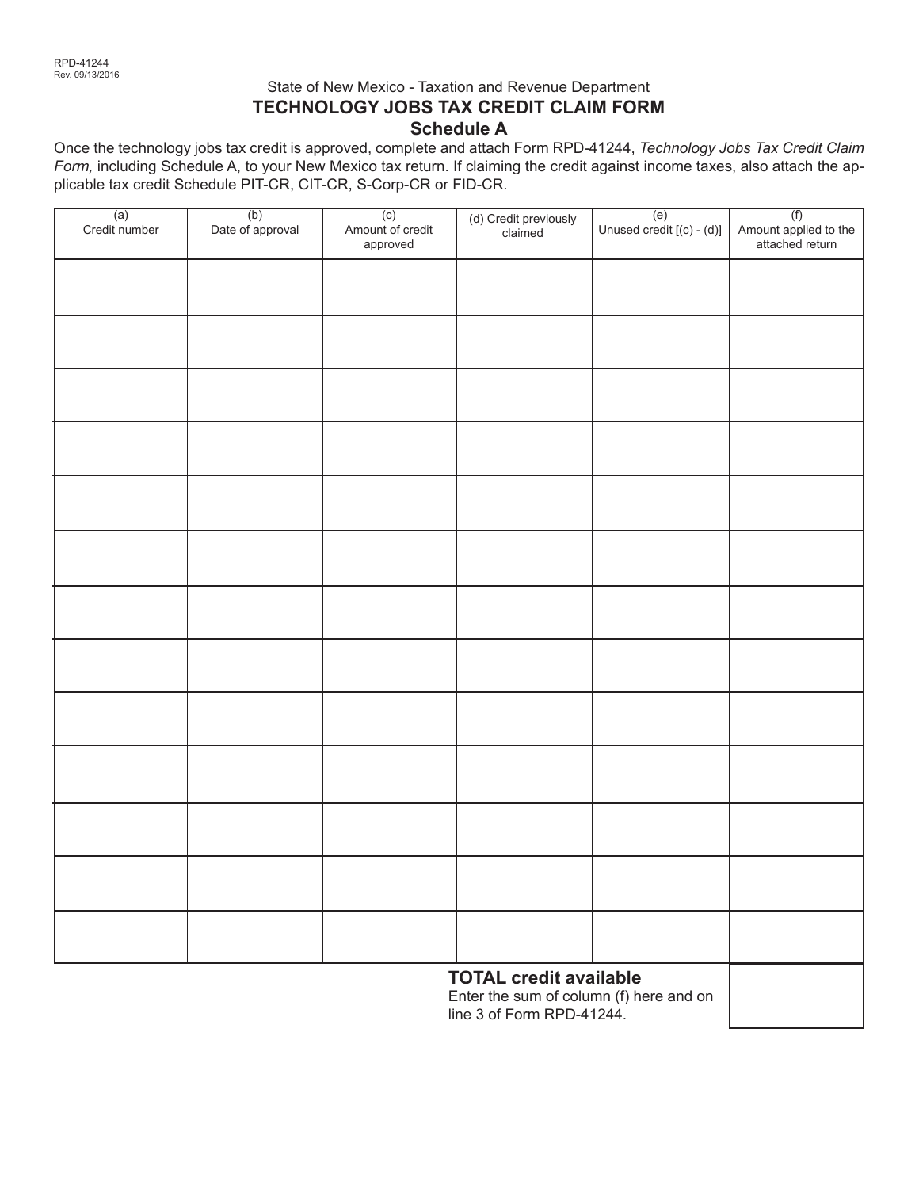RPD-41244
Rev. 09/13/2016

State of New Mexico - Taxation and Revenue Department

# TECHNOLOGY JOBS TAX CREDIT CLAIM FORM

## Schedule A

Once the technology jobs tax credit is approved, complete and attach Form RPD-41244, *Technology Jobs Tax Credit Claim Form,* including Schedule A, to your New Mexico tax return. If claiming the credit against income taxes, also attach the applicable tax credit Schedule PIT-CR, CIT-CR, S-Corp-CR or FID-CR.

| (a) Credit number | (b) Date of approval | (c) Amount of credit approved | (d) Credit previously claimed | (e) Unused credit [(c) - (d)] | (f) Amount applied to the attached return |
|---|---|---|---|---|---|
| | | | | | |
| | | | | | |
| | | | | | |
| | | | | | |
| | | | | | |
| | | | | | |
| | | | | | |
| | | | | | |
| | | | | | |
| | | | | | |
| | | | | | |
| | | | | | |
| | | | | | |

**TOTAL credit available**
Enter the sum of column (f) here and on line 3 of Form RPD-41244.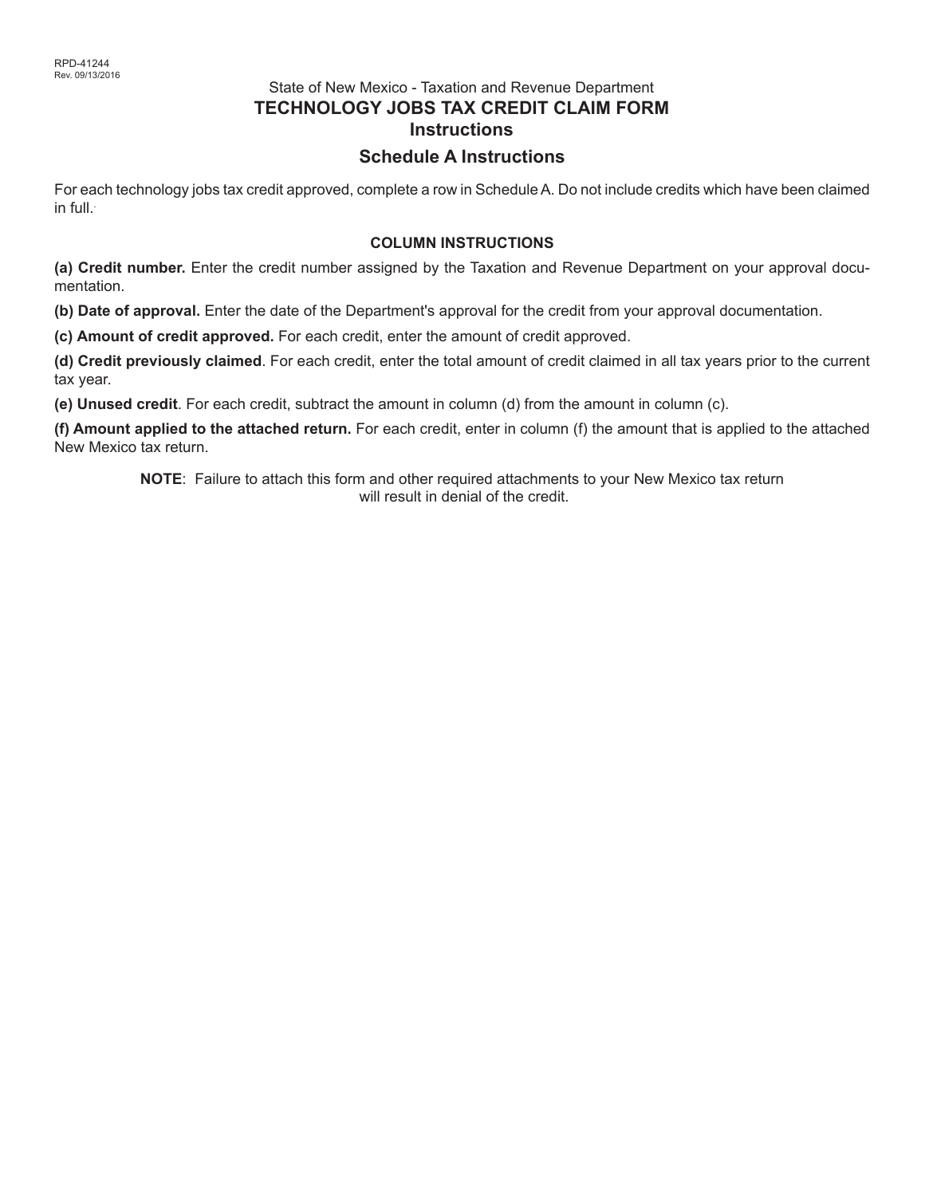RPD-41244
Rev. 09/13/2016

State of New Mexico - Taxation and Revenue Department

# TECHNOLOGY JOBS TAX CREDIT CLAIM FORM
## Instructions
## Schedule A Instructions

For each technology jobs tax credit approved, complete a row in Schedule A. Do not include credits which have been claimed in full.

### COLUMN INSTRUCTIONS

**(a) Credit number.** Enter the credit number assigned by the Taxation and Revenue Department on your approval documentation.

**(b) Date of approval.** Enter the date of the Department's approval for the credit from your approval documentation.

**(c) Amount of credit approved.** For each credit, enter the amount of credit approved.

**(d) Credit previously claimed**. For each credit, enter the total amount of credit claimed in all tax years prior to the current tax year.

**(e) Unused credit**. For each credit, subtract the amount in column (d) from the amount in column (c).

**(f) Amount applied to the attached return.** For each credit, enter in column (f) the amount that is applied to the attached New Mexico tax return.

**NOTE**: Failure to attach this form and other required attachments to your New Mexico tax return will result in denial of the credit.